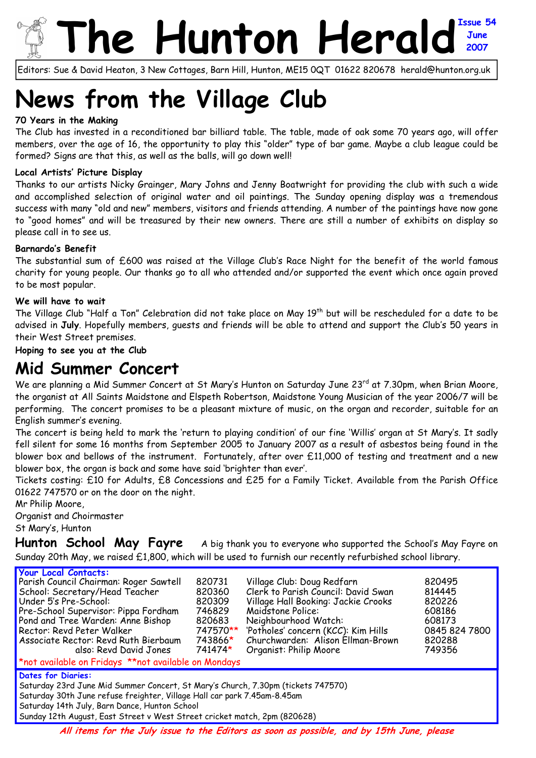# The Hunton Herald

**Issue 54**
**June 2007**

Editors: Sue & David Heaton, 3 New Cottages, Barn Hill, Hunton, ME15 0QT 01622 820678 herald@hunton.org.uk

# News from the Village Club

**70 Years in the Making**

The Club has invested in a reconditioned bar billiard table. The table, made of oak some 70 years ago, will offer members, over the age of 16, the opportunity to play this "older" type of bar game. Maybe a club league could be formed? Signs are that this, as well as the balls, will go down well!

**Local Artists' Picture Display**

Thanks to our artists Nicky Grainger, Mary Johns and Jenny Boatwright for providing the club with such a wide and accomplished selection of original water and oil paintings. The Sunday opening display was a tremendous success with many "old and new" members, visitors and friends attending. A number of the paintings have now gone to "good homes" and will be treasured by their new owners. There are still a number of exhibits on display so please call in to see us.

**Barnardo's Benefit**

The substantial sum of £600 was raised at the Village Club's Race Night for the benefit of the world famous charity for young people. Our thanks go to all who attended and/or supported the event which once again proved to be most popular.

**We will have to wait**

The Village Club "Half a Ton" Celebration did not take place on May 19th but will be rescheduled for a date to be advised in **July**. Hopefully members, guests and friends will be able to attend and support the Club's 50 years in their West Street premises.

**Hoping to see you at the Club**

## Mid Summer Concert

We are planning a Mid Summer Concert at St Mary's Hunton on Saturday June 23rd at 7.30pm, when Brian Moore, the organist at All Saints Maidstone and Elspeth Robertson, Maidstone Young Musician of the year 2006/7 will be performing. The concert promises to be a pleasant mixture of music, on the organ and recorder, suitable for an English summer's evening.

The concert is being held to mark the 'return to playing condition' of our fine 'Willis' organ at St Mary's. It sadly fell silent for some 16 months from September 2005 to January 2007 as a result of asbestos being found in the blower box and bellows of the instrument. Fortunately, after over £11,000 of testing and treatment and a new blower box, the organ is back and some have said 'brighter than ever'.

Tickets costing: £10 for Adults, £8 Concessions and £25 for a Family Ticket. Available from the Parish Office 01622 747570 or on the door on the night.

Mr Philip Moore,
Organist and Choirmaster
St Mary's, Hunton

## Hunton School May Fayre

A big thank you to everyone who supported the School's May Fayre on Sunday 20th May, we raised £1,800, which will be used to furnish our recently refurbished school library.

**Your Local Contacts:**

| | | | |
|---|---|---|---|
| Parish Council Chairman: Roger Sawtell | 820731 | Village Club: Doug Redfarn | 820495 |
| School: Secretary/Head Teacher | 820360 | Clerk to Parish Council: David Swan | 814445 |
| Under 5's Pre-School: | 820309 | Village Hall Booking: Jackie Crooks | 820226 |
| Pre-School Supervisor: Pippa Fordham | 746829 | Maidstone Police: | 608186 |
| Pond and Tree Warden: Anne Bishop | 820683 | Neighbourhood Watch: | 608173 |
| Rector: Revd Peter Walker | 747570** | 'Potholes' concern (KCC): Kim Hills | 0845 824 7800 |
| Associate Rector: Revd Ruth Bierbaum | 743866* | Churchwarden: Alison Ellman-Brown | 820288 |
| also: Revd David Jones | 741474* | Organist: Philip Moore | 749356 |

*not available on Fridays **not available on Mondays

**Dates for Diaries:**

Saturday 23rd June Mid Summer Concert, St Mary's Church, 7.30pm (tickets 747570)
Saturday 30th June refuse freighter, Village Hall car park 7.45am-8.45am
Saturday 14th July, Barn Dance, Hunton School
Sunday 12th August, East Street v West Street cricket match, 2pm (820628)

***All items for the July issue to the Editors as soon as possible, and by 15th June, please***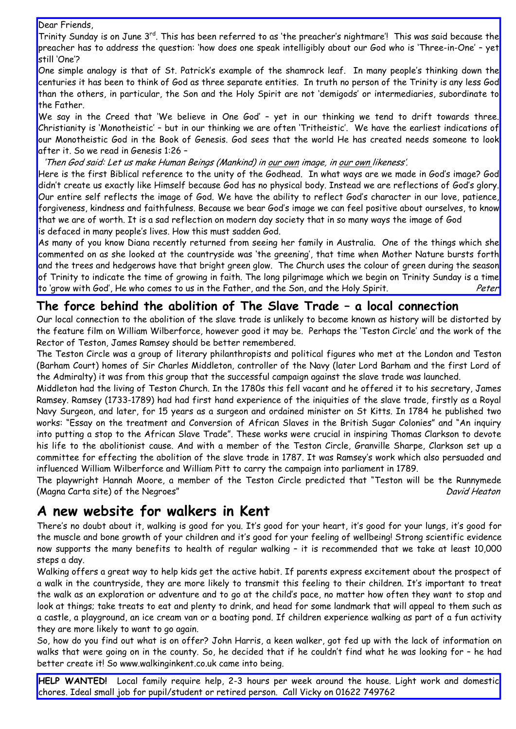Dear Friends,

Trinity Sunday is on June 3rd. This has been referred to as 'the preacher's nightmare'! This was said because the preacher has to address the question: 'how does one speak intelligibly about our God who is 'Three-in-One' – yet still 'One'?

One simple analogy is that of St. Patrick's example of the shamrock leaf. In many people's thinking down the centuries it has been to think of God as three separate entities. In truth no person of the Trinity is any less God than the others, in particular, the Son and the Holy Spirit are not 'demigods' or intermediaries, subordinate to the Father.

We say in the Creed that 'We believe in One God' – yet in our thinking we tend to drift towards three. Christianity is 'Monotheistic' – but in our thinking we are often 'Tritheistic'. We have the earliest indications of our Monotheistic God in the Book of Genesis. God sees that the world He has created needs someone to look after it. So we read in Genesis 1:26 –

*'Then God said: Let us make Human Beings (Mankind) in our own image, in our own likeness'.*

Here is the first Biblical reference to the unity of the Godhead. In what ways are we made in God's image? God didn't create us exactly like Himself because God has no physical body. Instead we are reflections of God's glory. Our entire self reflects the image of God. We have the ability to reflect God's character in our love, patience, forgiveness, kindness and faithfulness. Because we bear God's image we can feel positive about ourselves, to know that we are of worth. It is a sad reflection on modern day society that in so many ways the image of God is defaced in many people's lives. How this must sadden God.

As many of you know Diana recently returned from seeing her family in Australia. One of the things which she commented on as she looked at the countryside was 'the greening', that time when Mother Nature bursts forth and the trees and hedgerows have that bright green glow. The Church uses the colour of green during the season of Trinity to indicate the time of growing in faith. The long pilgrimage which we begin on Trinity Sunday is a time to 'grow with God', He who comes to us in the Father, and the Son, and the Holy Spirit. *Peter*

## The force behind the abolition of The Slave Trade – a local connection

Our local connection to the abolition of the slave trade is unlikely to become known as history will be distorted by the feature film on William Wilberforce, however good it may be. Perhaps the 'Teston Circle' and the work of the Rector of Teston, James Ramsey should be better remembered.

The Teston Circle was a group of literary philanthropists and political figures who met at the London and Teston (Barham Court) homes of Sir Charles Middleton, controller of the Navy (later Lord Barham and the first Lord of the Admiralty) it was from this group that the successful campaign against the slave trade was launched.

Middleton had the living of Teston Church. In the 1780s this fell vacant and he offered it to his secretary, James Ramsey. Ramsey (1733-1789) had had first hand experience of the iniquities of the slave trade, firstly as a Royal Navy Surgeon, and later, for 15 years as a surgeon and ordained minister on St Kitts. In 1784 he published two works: "Essay on the treatment and Conversion of African Slaves in the British Sugar Colonies" and "An inquiry into putting a stop to the African Slave Trade". These works were crucial in inspiring Thomas Clarkson to devote his life to the abolitionist cause. And with a member of the Teston Circle, Granville Sharpe, Clarkson set up a committee for effecting the abolition of the slave trade in 1787. It was Ramsey's work which also persuaded and influenced William Wilberforce and William Pitt to carry the campaign into parliament in 1789.

The playwright Hannah Moore, a member of the Teston Circle predicted that "Teston will be the Runnymede (Magna Carta site) of the Negroes" *David Heaton*

# A new website for walkers in Kent

There's no doubt about it, walking is good for you. It's good for your heart, it's good for your lungs, it's good for the muscle and bone growth of your children and it's good for your feeling of wellbeing! Strong scientific evidence now supports the many benefits to health of regular walking – it is recommended that we take at least 10,000 steps a day.

Walking offers a great way to help kids get the active habit. If parents express excitement about the prospect of a walk in the countryside, they are more likely to transmit this feeling to their children. It's important to treat the walk as an exploration or adventure and to go at the child's pace, no matter how often they want to stop and look at things; take treats to eat and plenty to drink, and head for some landmark that will appeal to them such as a castle, a playground, an ice cream van or a boating pond. If children experience walking as part of a fun activity they are more likely to want to go again.

So, how do you find out what is on offer? John Harris, a keen walker, got fed up with the lack of information on walks that were going on in the county. So, he decided that if he couldn't find what he was looking for – he had better create it! So www.walkinginkent.co.uk came into being.

**HELP WANTED!** Local family require help, 2-3 hours per week around the house. Light work and domestic chores. Ideal small job for pupil/student or retired person. Call Vicky on 01622 749762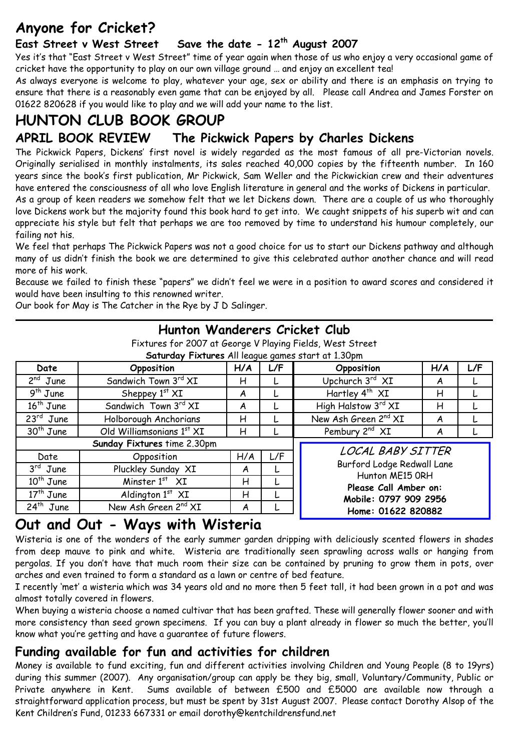# Anyone for Cricket?

### East Street v West Street    Save the date - 12th August 2007

Yes it's that "East Street v West Street" time of year again when those of us who enjoy a very occasional game of cricket have the opportunity to play on our own village ground … and enjoy an excellent tea!

As always everyone is welcome to play, whatever your age, sex or ability and there is an emphasis on trying to ensure that there is a reasonably even game that can be enjoyed by all. Please call Andrea and James Forster on 01622 820628 if you would like to play and we will add your name to the list.

# HUNTON CLUB BOOK GROUP

## APRIL BOOK REVIEW    The Pickwick Papers by Charles Dickens

The Pickwick Papers, Dickens' first novel is widely regarded as the most famous of all pre-Victorian novels. Originally serialised in monthly instalments, its sales reached 40,000 copies by the fifteenth number. In 160 years since the book's first publication, Mr Pickwick, Sam Weller and the Pickwickian crew and their adventures have entered the consciousness of all who love English literature in general and the works of Dickens in particular.

As a group of keen readers we somehow felt that we let Dickens down. There are a couple of us who thoroughly love Dickens work but the majority found this book hard to get into. We caught snippets of his superb wit and can appreciate his style but felt that perhaps we are too removed by time to understand his humour completely, our failing not his.

We feel that perhaps The Pickwick Papers was not a good choice for us to start our Dickens pathway and although many of us didn't finish the book we are determined to give this celebrated author another chance and will read more of his work.

Because we failed to finish these "papers" we didn't feel we were in a position to award scores and considered it would have been insulting to this renowned writer.

Our book for May is The Catcher in the Rye by J D Salinger.

---

## Hunton Wanderers Cricket Club

Fixtures for 2007 at George V Playing Fields, West Street

**Saturday Fixtures** All league games start at 1.30pm

| Date | Opposition | H/A | L/F | Opposition | H/A | L/F |
|---|---|---|---|---|---|---|
| 2nd June | Sandwich Town 3rd XI | H | L | Upchurch 3rd XI | A | L |
| 9th June | Sheppey 1st XI | A | L | Hartley 4th XI | H | L |
| 16th June | Sandwich Town 3rd XI | A | L | High Halstow 3rd XI | H | L |
| 23rd June | Holborough Anchorians | H | L | New Ash Green 2nd XI | A | L |
| 30th June | Old Williamsonians 1st XI | H | L | Pembury 2nd XI | A | L |

**Sunday Fixtures** time 2.30pm

| Date | Opposition | H/A | L/F |
|---|---|---|---|
| 3rd June | Pluckley Sunday XI | A | L |
| 10th June | Minster 1st XI | H | L |
| 17th June | Aldington 1st XI | H | L |
| 24th June | New Ash Green 2nd XI | A | L |

*LOCAL BABY SITTER*

Burford Lodge Redwall Lane
Hunton ME15 0RH
**Please Call Amber on:**
**Mobile: 0797 909 2956**
**Home: 01622 820882**

# Out and Out - Ways with Wisteria

Wisteria is one of the wonders of the early summer garden dripping with deliciously scented flowers in shades from deep mauve to pink and white. Wisteria are traditionally seen sprawling across walls or hanging from pergolas. If you don't have that much room their size can be contained by pruning to grow them in pots, over arches and even trained to form a standard as a lawn or centre of bed feature.

I recently 'met' a wisteria which was 34 years old and no more then 5 feet tall, it had been grown in a pot and was almost totally covered in flowers.

When buying a wisteria choose a named cultivar that has been grafted. These will generally flower sooner and with more consistency than seed grown specimens. If you can buy a plant already in flower so much the better, you'll know what you're getting and have a guarantee of future flowers.

## Funding available for fun and activities for children

Money is available to fund exciting, fun and different activities involving Children and Young People (8 to 19yrs) during this summer (2007). Any organisation/group can apply be they big, small, Voluntary/Community, Public or Private anywhere in Kent. Sums available of between £500 and £5000 are available now through a straightforward application process, but must be spent by 31st August 2007. Please contact Dorothy Alsop of the Kent Children's Fund, 01233 667331 or email dorothy@kentchildrensfund.net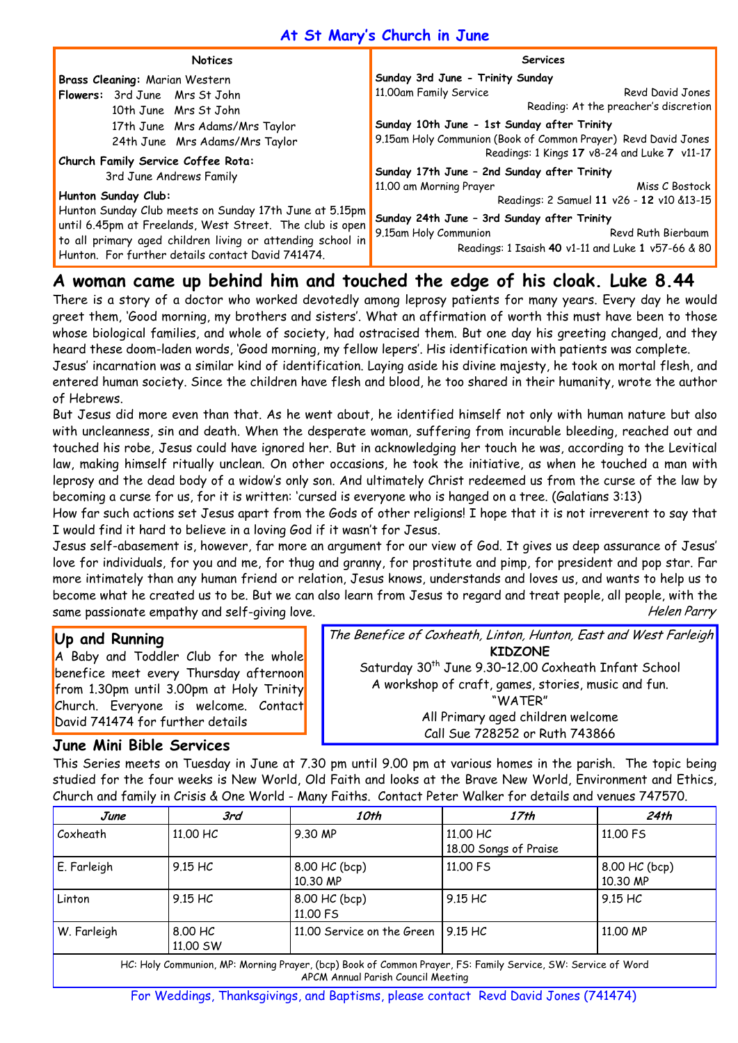# At St Mary's Church in June

### Notices

**Brass Cleaning:** Marian Western

**Flowers:**
- 3rd June Mrs St John
- 10th June Mrs St John
- 17th June Mrs Adams/Mrs Taylor
- 24th June Mrs Adams/Mrs Taylor

**Church Family Service Coffee Rota:**
3rd June Andrews Family

**Hunton Sunday Club:**
Hunton Sunday Club meets on Sunday 17th June at 5.15pm until 6.45pm at Freelands, West Street. The club is open to all primary aged children living or attending school in Hunton. For further details contact David 741474.

### Services

**Sunday 3rd June - Trinity Sunday**
11.00am Family Service Revd David Jones
Reading: At the preacher's discretion

**Sunday 10th June - 1st Sunday after Trinity**
9.15am Holy Communion (Book of Common Prayer) Revd David Jones
Readings: 1 Kings **17** v8-24 and Luke **7** v11-17

**Sunday 17th June – 2nd Sunday after Trinity**
11.00 am Morning Prayer Miss C Bostock
Readings: 2 Samuel **11** v26 - **12** v10 &13-15

**Sunday 24th June – 3rd Sunday after Trinity**
9.15am Holy Communion Revd Ruth Bierbaum
Readings: 1 Isaish **40** v1-11 and Luke **1** v57-66 & 80

## A woman came up behind him and touched the edge of his cloak. Luke 8.44

There is a story of a doctor who worked devotedly among leprosy patients for many years. Every day he would greet them, 'Good morning, my brothers and sisters'. What an affirmation of worth this must have been to those whose biological families, and whole of society, had ostracised them. But one day his greeting changed, and they heard these doom-laden words, 'Good morning, my fellow lepers'. His identification with patients was complete.

Jesus' incarnation was a similar kind of identification. Laying aside his divine majesty, he took on mortal flesh, and entered human society. Since the children have flesh and blood, he too shared in their humanity, wrote the author of Hebrews.

But Jesus did more even than that. As he went about, he identified himself not only with human nature but also with uncleanness, sin and death. When the desperate woman, suffering from incurable bleeding, reached out and touched his robe, Jesus could have ignored her. But in acknowledging her touch he was, according to the Levitical law, making himself ritually unclean. On other occasions, he took the initiative, as when he touched a man with leprosy and the dead body of a widow's only son. And ultimately Christ redeemed us from the curse of the law by becoming a curse for us, for it is written: 'cursed is everyone who is hanged on a tree. (Galatians 3:13)

How far such actions set Jesus apart from the Gods of other religions! I hope that it is not irreverent to say that I would find it hard to believe in a loving God if it wasn't for Jesus.

Jesus self-abasement is, however, far more an argument for our view of God. It gives us deep assurance of Jesus' love for individuals, for you and me, for thug and granny, for prostitute and pimp, for president and pop star. Far more intimately than any human friend or relation, Jesus knows, understands and loves us, and wants to help us to become what he created us to be. But we can also learn from Jesus to regard and treat people, all people, with the same passionate empathy and self-giving love.

*Helen Parry*

## Up and Running

A Baby and Toddler Club for the whole benefice meet every Thursday afternoon from 1.30pm until 3.00pm at Holy Trinity Church. Everyone is welcome. Contact David 741474 for further details

*The Benefice of Coxheath, Linton, Hunton, East and West Farleigh*
**KIDZONE**
Saturday 30th June 9.30–12.00 Coxheath Infant School
A workshop of craft, games, stories, music and fun.
"WATER"
All Primary aged children welcome
Call Sue 728252 or Ruth 743866

## June Mini Bible Services

This Series meets on Tuesday in June at 7.30 pm until 9.00 pm at various homes in the parish. The topic being studied for the four weeks is New World, Old Faith and looks at the Brave New World, Environment and Ethics, Church and family in Crisis & One World - Many Faiths. Contact Peter Walker for details and venues 747570.

| June | 3rd | 10th | 17th | 24th |
|---|---|---|---|---|
| Coxheath | 11.00 HC | 9.30 MP | 11.00 HC<br>18.00 Songs of Praise | 11.00 FS |
| E. Farleigh | 9.15 HC | 8.00 HC (bcp)<br>10.30 MP | 11.00 FS | 8.00 HC (bcp)<br>10.30 MP |
| Linton | 9.15 HC | 8.00 HC (bcp)<br>11.00 FS | 9.15 HC | 9.15 HC |
| W. Farleigh | 8.00 HC<br>11.00 SW | 11.00 Service on the Green | 9.15 HC | 11.00 MP |

HC: Holy Communion, MP: Morning Prayer, (bcp) Book of Common Prayer, FS: Family Service, SW: Service of Word
APCM Annual Parish Council Meeting

For Weddings, Thanksgivings, and Baptisms, please contact Revd David Jones (741474)